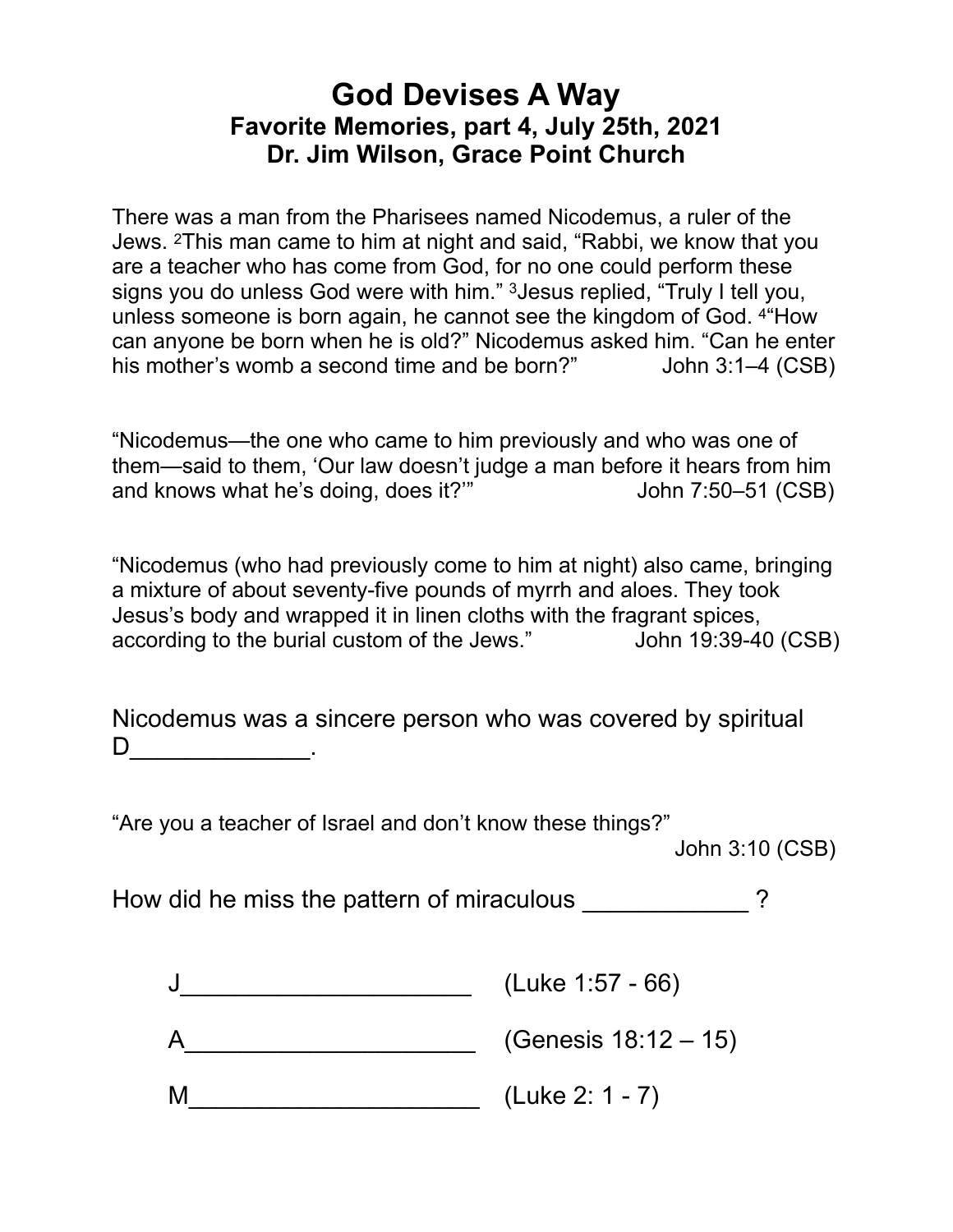# God Devises A Way

## Favorite Memories, part 4, July 25th, 2021
## Dr. Jim Wilson, Grace Point Church

There was a man from the Pharisees named Nicodemus, a ruler of the Jews. [2]This man came to him at night and said, "Rabbi, we know that you are a teacher who has come from God, for no one could perform these signs you do unless God were with him." [3]Jesus replied, "Truly I tell you, unless someone is born again, he cannot see the kingdom of God. [4]"How can anyone be born when he is old?" Nicodemus asked him. "Can he enter his mother's womb a second time and be born?" John 3:1–4 (CSB)

"Nicodemus—the one who came to him previously and who was one of them—said to them, 'Our law doesn't judge a man before it hears from him and knows what he's doing, does it?'" John 7:50–51 (CSB)

"Nicodemus (who had previously come to him at night) also came, bringing a mixture of about seventy-five pounds of myrrh and aloes. They took Jesus's body and wrapped it in linen cloths with the fragrant spices, according to the burial custom of the Jews." John 19:39-40 (CSB)

Nicodemus was a sincere person who was covered by spiritual D_____________.

"Are you a teacher of Israel and don't know these things?"
John 3:10 (CSB)

How did he miss the pattern of miraculous ____________ ?

J_____________________ (Luke 1:57 - 66)

A_____________________ (Genesis 18:12 – 15)

M_____________________ (Luke 2: 1 - 7)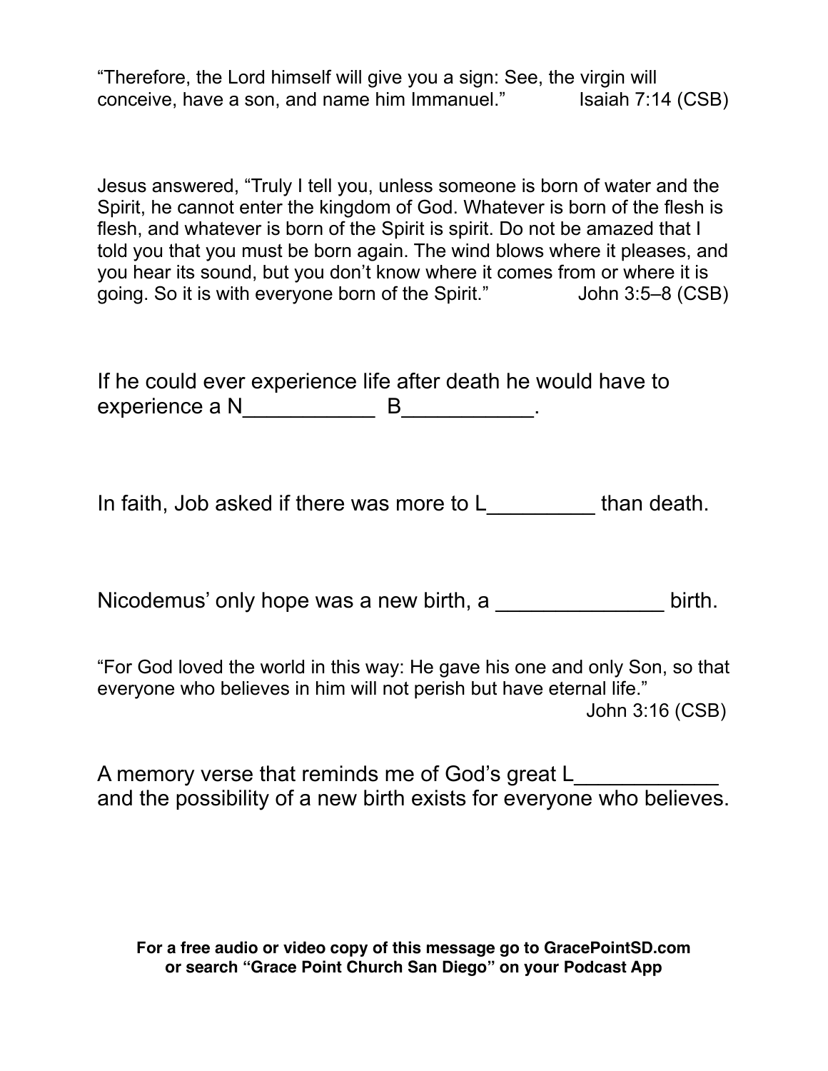"Therefore, the Lord himself will give you a sign: See, the virgin will conceive, have a son, and name him Immanuel." Isaiah 7:14 (CSB)

Jesus answered, "Truly I tell you, unless someone is born of water and the Spirit, he cannot enter the kingdom of God. Whatever is born of the flesh is flesh, and whatever is born of the Spirit is spirit. Do not be amazed that I told you that you must be born again. The wind blows where it pleases, and you hear its sound, but you don't know where it comes from or where it is going. So it is with everyone born of the Spirit." John 3:5–8 (CSB)

If he could ever experience life after death he would have to experience a N___________ B___________.

In faith, Job asked if there was more to L_________ than death.

Nicodemus' only hope was a new birth, a ______________ birth.

"For God loved the world in this way: He gave his one and only Son, so that everyone who believes in him will not perish but have eternal life." John 3:16 (CSB)

A memory verse that reminds me of God's great L____________ and the possibility of a new birth exists for everyone who believes.

**For a free audio or video copy of this message go to GracePointSD.com or search "Grace Point Church San Diego" on your Podcast App**